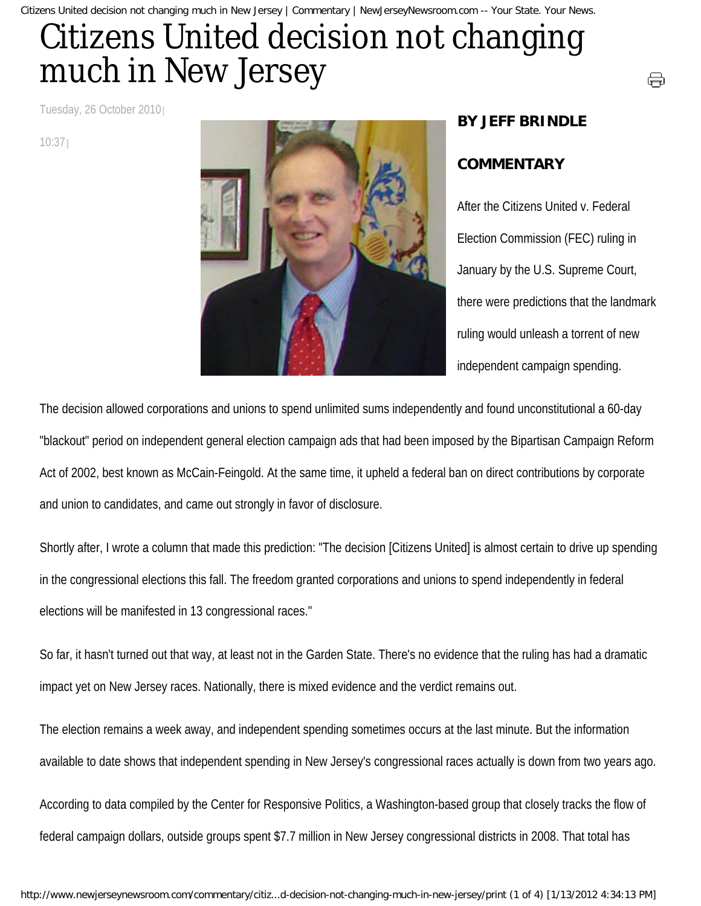# Citizens United decision not changing much in New Jersey

Tuesday, 26 October 2010 | 10:37 |

**BY JEFF BRINDLE**

**COMMENTARY**

After the Citizens United v. Federal Election Commission (FEC) ruling in January by the U.S. Supreme Court, there were predictions that the landmark ruling would unleash a torrent of new independent campaign spending.

The decision allowed corporations and unions to spend unlimited sums independently and found unconstitutional a 60-day "blackout" period on independent general election campaign ads that had been imposed by the Bipartisan Campaign Reform Act of 2002, best known as McCain-Feingold. At the same time, it upheld a federal ban on direct contributions by corporate and union to candidates, and came out strongly in favor of disclosure.

Shortly after, I wrote a column that made this prediction: "The decision [Citizens United] is almost certain to drive up spending in the congressional elections this fall. The freedom granted corporations and unions to spend independently in federal elections will be manifested in 13 congressional races."

So far, it hasn't turned out that way, at least not in the Garden State. There's no evidence that the ruling has had a dramatic impact yet on New Jersey races. Nationally, there is mixed evidence and the verdict remains out.

The election remains a week away, and independent spending sometimes occurs at the last minute. But the information available to date shows that independent spending in New Jersey's congressional races actually is down from two years ago.

According to data compiled by the Center for Responsive Politics, a Washington-based group that closely tracks the flow of federal campaign dollars, outside groups spent $7.7 million in New Jersey congressional districts in 2008. That total has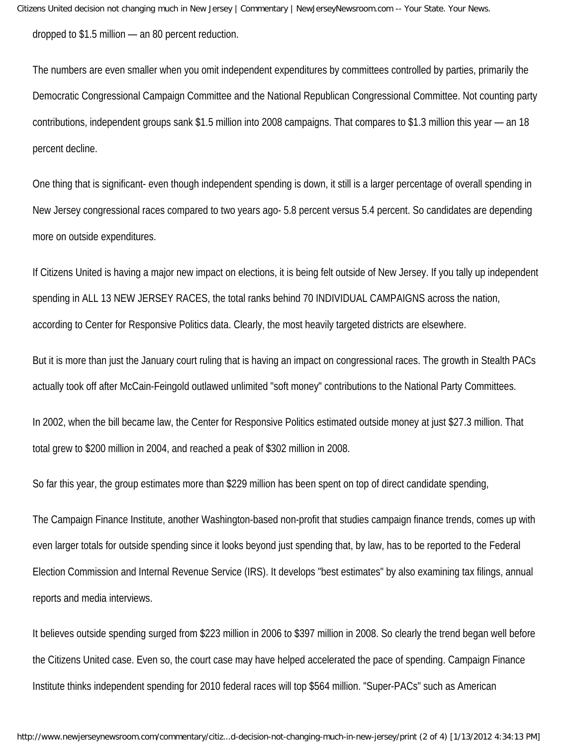dropped to $1.5 million — an 80 percent reduction.

The numbers are even smaller when you omit independent expenditures by committees controlled by parties, primarily the Democratic Congressional Campaign Committee and the National Republican Congressional Committee. Not counting party contributions, independent groups sank $1.5 million into 2008 campaigns. That compares to $1.3 million this year — an 18 percent decline.

One thing that is significant- even though independent spending is down, it still is a larger percentage of overall spending in New Jersey congressional races compared to two years ago- 5.8 percent versus 5.4 percent. So candidates are depending more on outside expenditures.

If Citizens United is having a major new impact on elections, it is being felt outside of New Jersey. If you tally up independent spending in ALL 13 NEW JERSEY RACES, the total ranks behind 70 INDIVIDUAL CAMPAIGNS across the nation, according to Center for Responsive Politics data. Clearly, the most heavily targeted districts are elsewhere.

But it is more than just the January court ruling that is having an impact on congressional races. The growth in Stealth PACs actually took off after McCain-Feingold outlawed unlimited "soft money" contributions to the National Party Committees.

In 2002, when the bill became law, the Center for Responsive Politics estimated outside money at just $27.3 million. That total grew to $200 million in 2004, and reached a peak of $302 million in 2008.

So far this year, the group estimates more than $229 million has been spent on top of direct candidate spending,

The Campaign Finance Institute, another Washington-based non-profit that studies campaign finance trends, comes up with even larger totals for outside spending since it looks beyond just spending that, by law, has to be reported to the Federal Election Commission and Internal Revenue Service (IRS). It develops "best estimates" by also examining tax filings, annual reports and media interviews.

It believes outside spending surged from $223 million in 2006 to $397 million in 2008. So clearly the trend began well before the Citizens United case. Even so, the court case may have helped accelerated the pace of spending. Campaign Finance Institute thinks independent spending for 2010 federal races will top $564 million. "Super-PACs" such as American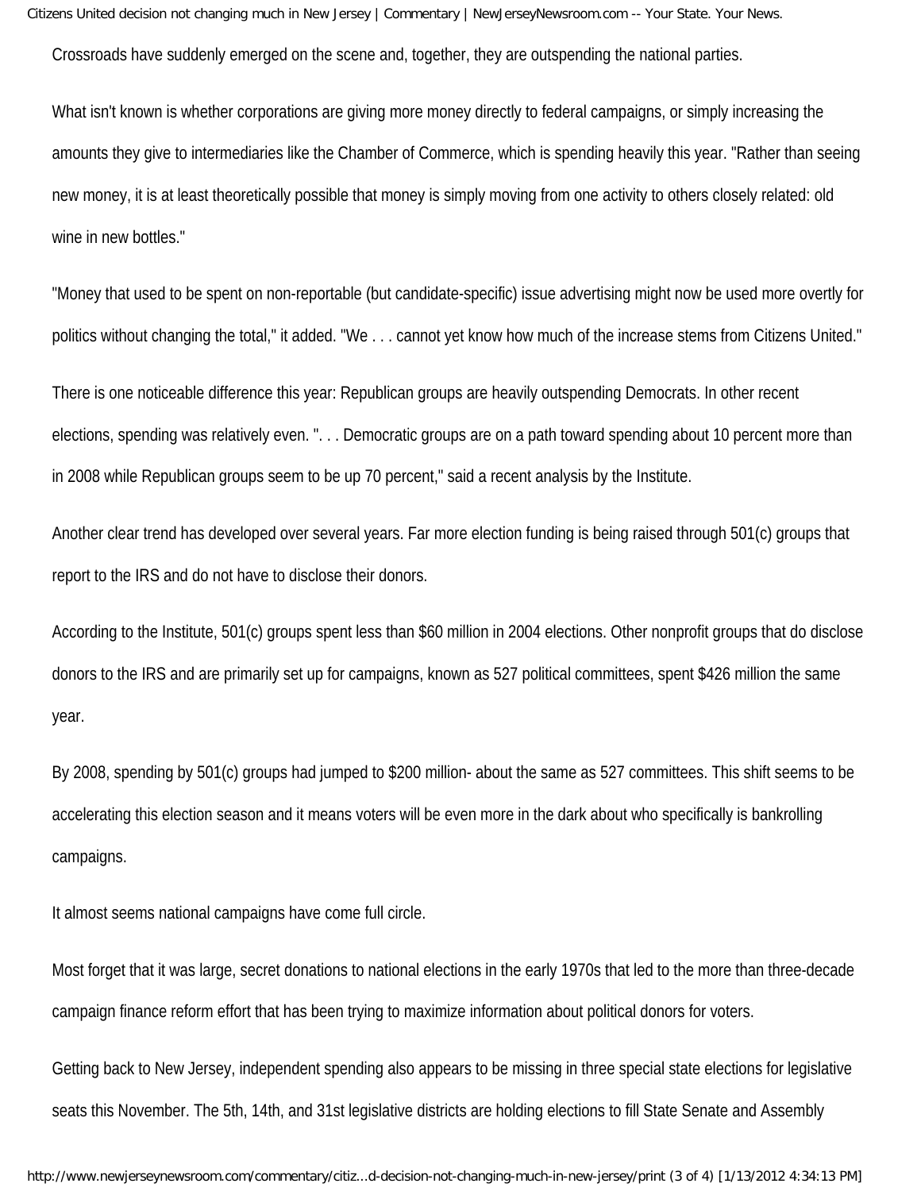Crossroads have suddenly emerged on the scene and, together, they are outspending the national parties.

What isn't known is whether corporations are giving more money directly to federal campaigns, or simply increasing the amounts they give to intermediaries like the Chamber of Commerce, which is spending heavily this year. "Rather than seeing new money, it is at least theoretically possible that money is simply moving from one activity to others closely related: old wine in new bottles."

"Money that used to be spent on non-reportable (but candidate-specific) issue advertising might now be used more overtly for politics without changing the total," it added. "We . . . cannot yet know how much of the increase stems from Citizens United."

There is one noticeable difference this year: Republican groups are heavily outspending Democrats. In other recent elections, spending was relatively even. ". . . Democratic groups are on a path toward spending about 10 percent more than in 2008 while Republican groups seem to be up 70 percent," said a recent analysis by the Institute.

Another clear trend has developed over several years. Far more election funding is being raised through 501(c) groups that report to the IRS and do not have to disclose their donors.

According to the Institute, 501(c) groups spent less than $60 million in 2004 elections. Other nonprofit groups that do disclose donors to the IRS and are primarily set up for campaigns, known as 527 political committees, spent $426 million the same year.

By 2008, spending by 501(c) groups had jumped to $200 million- about the same as 527 committees. This shift seems to be accelerating this election season and it means voters will be even more in the dark about who specifically is bankrolling campaigns.

It almost seems national campaigns have come full circle.

Most forget that it was large, secret donations to national elections in the early 1970s that led to the more than three-decade campaign finance reform effort that has been trying to maximize information about political donors for voters.

Getting back to New Jersey, independent spending also appears to be missing in three special state elections for legislative seats this November. The 5th, 14th, and 31st legislative districts are holding elections to fill State Senate and Assembly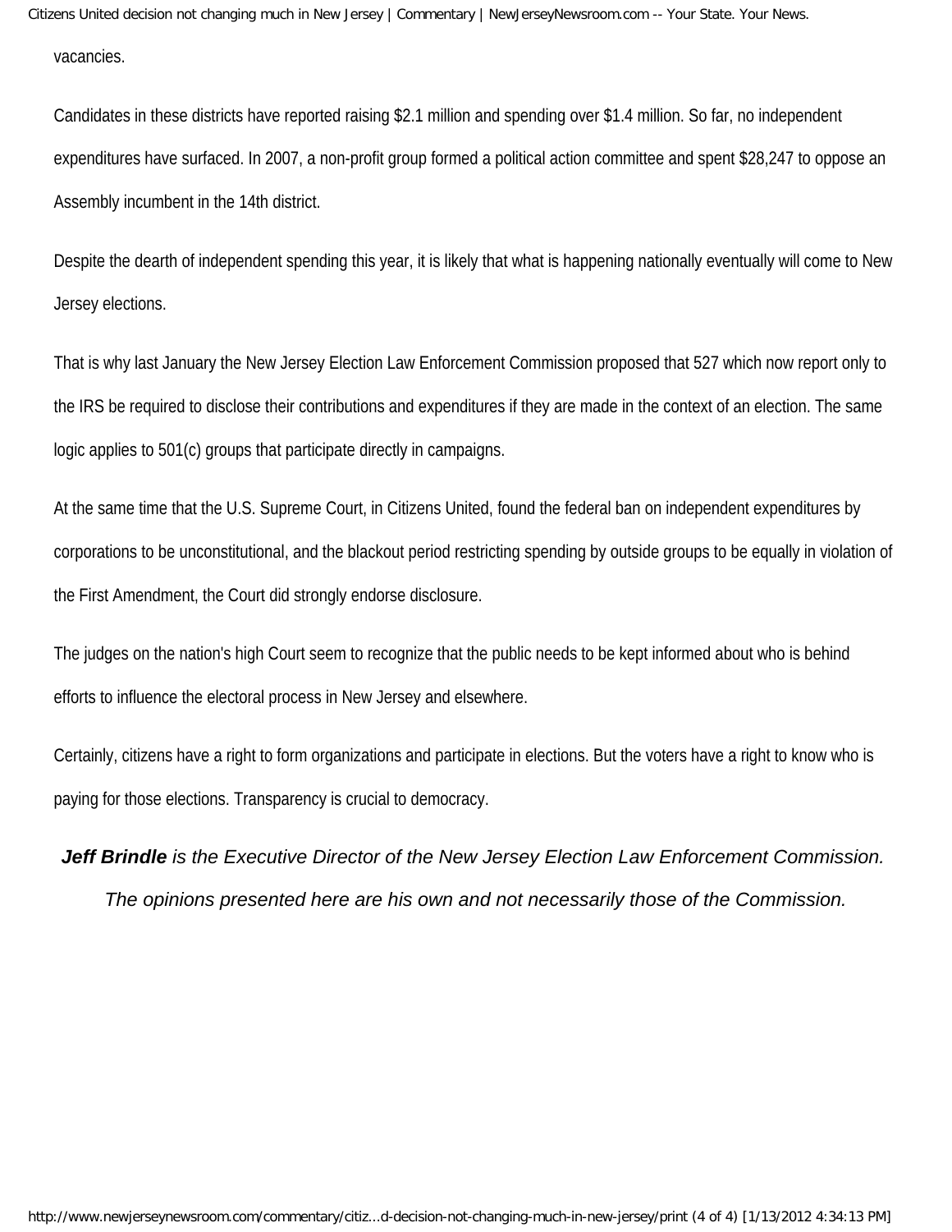vacancies.

Candidates in these districts have reported raising $2.1 million and spending over $1.4 million. So far, no independent expenditures have surfaced. In 2007, a non-profit group formed a political action committee and spent $28,247 to oppose an Assembly incumbent in the 14th district.

Despite the dearth of independent spending this year, it is likely that what is happening nationally eventually will come to New Jersey elections.

That is why last January the New Jersey Election Law Enforcement Commission proposed that 527 which now report only to the IRS be required to disclose their contributions and expenditures if they are made in the context of an election. The same logic applies to 501(c) groups that participate directly in campaigns.

At the same time that the U.S. Supreme Court, in Citizens United, found the federal ban on independent expenditures by corporations to be unconstitutional, and the blackout period restricting spending by outside groups to be equally in violation of the First Amendment, the Court did strongly endorse disclosure.

The judges on the nation's high Court seem to recognize that the public needs to be kept informed about who is behind efforts to influence the electoral process in New Jersey and elsewhere.

Certainly, citizens have a right to form organizations and participate in elections. But the voters have a right to know who is paying for those elections. Transparency is crucial to democracy.

***Jeff Brindle** is the Executive Director of the New Jersey Election Law Enforcement Commission. The opinions presented here are his own and not necessarily those of the Commission.*